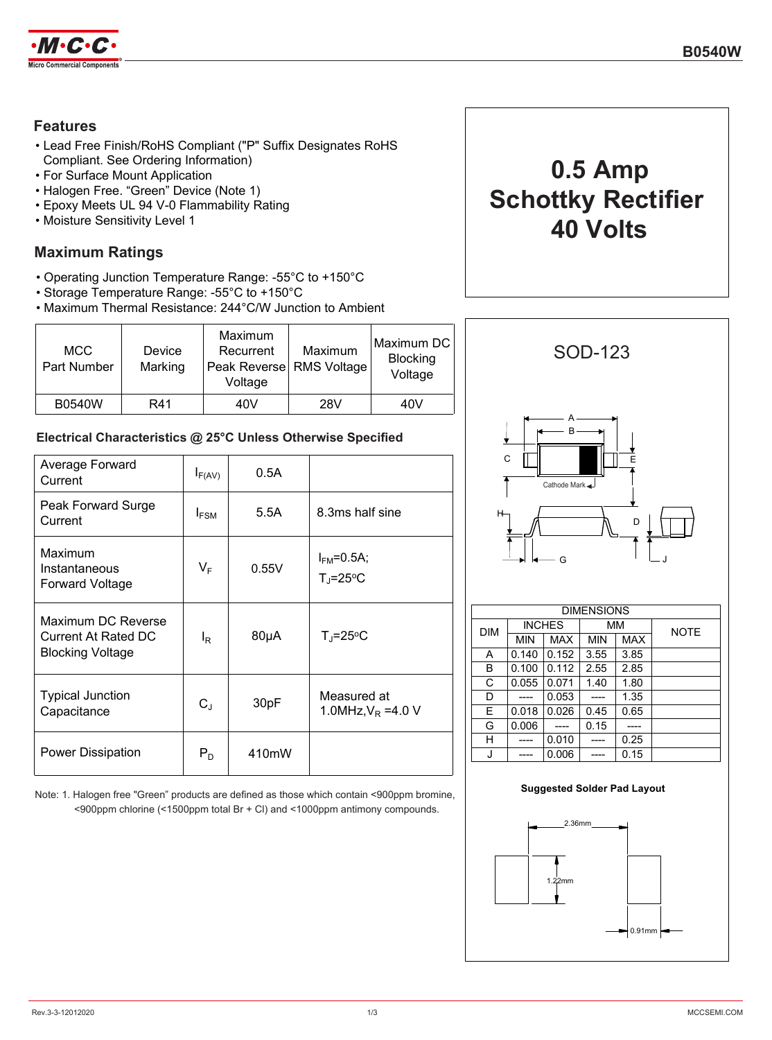# B0540W

**0.5 Amp Schottky Rectifier 40 Volts**

## Features

- Lead Free Finish/RoHS Compliant ("P" Suffix Designates RoHS Compliant. See Ordering Information)
- For Surface Mount Application
- Halogen Free. "Green" Device (Note 1)
- Epoxy Meets UL 94 V-0 Flammability Rating
- Moisture Sensitivity Level 1

## Maximum Ratings

- Operating Junction Temperature Range: -55°C to +150°C
- Storage Temperature Range: -55°C to +150°C
- Maximum Thermal Resistance: 244°C/W Junction to Ambient

| MCC Part Number | Device Marking | Maximum Recurrent Peak Reverse Voltage | Maximum RMS Voltage | Maximum DC Blocking Voltage |
|---|---|---|---|---|
| B0540W | R41 | 40V | 28V | 40V |

### Electrical Characteristics @ 25°C Unless Otherwise Specified

| | | | |
|---|---|---|---|
| Average Forward Current | $I_{F(AV)}$ | 0.5A | |
| Peak Forward Surge Current | $I_{FSM}$ | 5.5A | 8.3ms half sine |
| Maximum Instantaneous Forward Voltage | $V_F$ | 0.55V | $I_{FM}$=0.5A; $T_J$=25°C |
| Maximum DC Reverse Current At Rated DC Blocking Voltage | $I_R$ | 80μA | $T_J$=25°C |
| Typical Junction Capacitance | $C_J$ | 30pF | Measured at 1.0MHz,$V_R$ =4.0 V |
| Power Dissipation | $P_D$ | 410mW | |

Note: 1. Halogen free "Green" products are defined as those which contain <900ppm bromine, <900ppm chlorine (<1500ppm total Br + Cl) and <1000ppm antimony compounds.

## SOD-123

| DIM | INCHES MIN | INCHES MAX | MM MIN | MM MAX | NOTE |
|---|---|---|---|---|---|
| A | 0.140 | 0.152 | 3.55 | 3.85 | |
| B | 0.100 | 0.112 | 2.55 | 2.85 | |
| C | 0.055 | 0.071 | 1.40 | 1.80 | |
| D | ---- | 0.053 | ---- | 1.35 | |
| E | 0.018 | 0.026 | 0.45 | 0.65 | |
| G | 0.006 | ---- | 0.15 | ---- | |
| H | ---- | 0.010 | ---- | 0.25 | |
| J | ---- | 0.006 | ---- | 0.15 | |

**Suggested Solder Pad Layout**

2.36mm, 1.22mm, 0.91mm

Rev.3-3-12012020

MCCSEMI.COM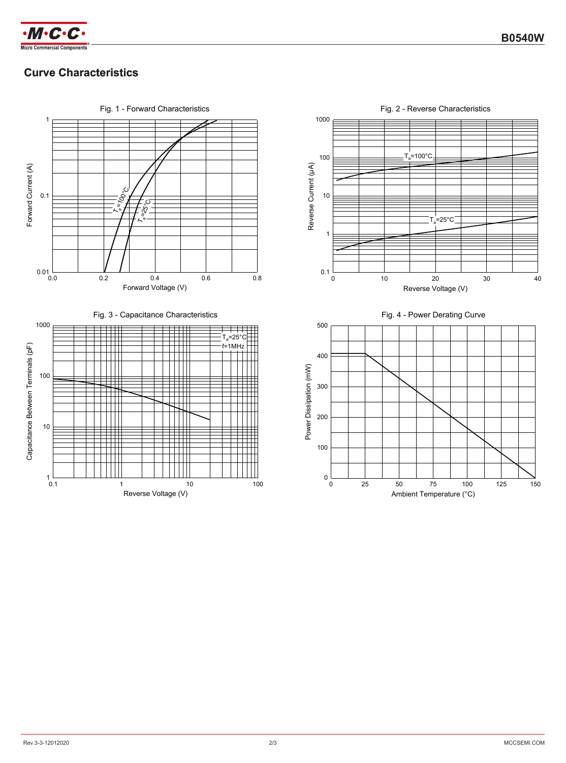## Curve Characteristics

Fig. 1 - Forward Characteristics

Fig. 2 - Reverse Characteristics

Fig. 3 - Capacitance Characteristics

Fig. 4 - Power Derating Curve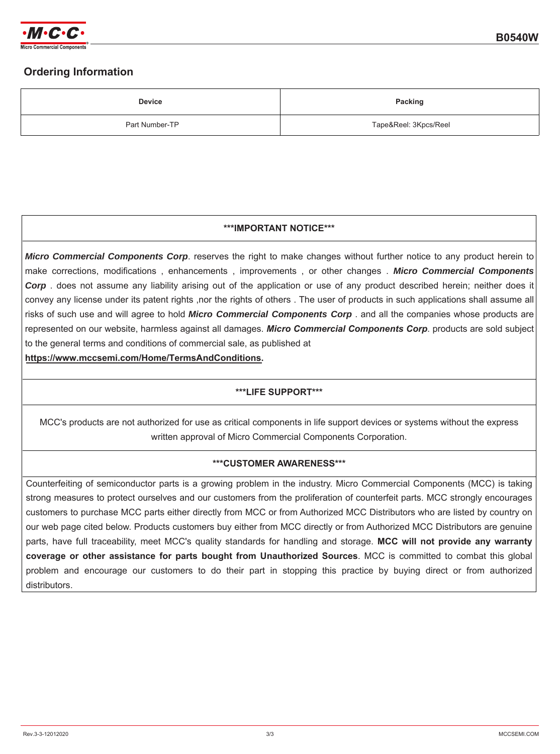## Ordering Information

| Device | Packing |
|---|---|
| Part Number-TP | Tape&Reel: 3Kpcs/Reel |

**\*\*\*IMPORTANT NOTICE\*\*\***

***Micro Commercial Components Corp***. reserves the right to make changes without further notice to any product herein to make corrections, modifications , enhancements , improvements , or other changes . ***Micro Commercial Components Corp*** . does not assume any liability arising out of the application or use of any product described herein; neither does it convey any license under its patent rights ,nor the rights of others . The user of products in such applications shall assume all risks of such use and will agree to hold ***Micro Commercial Components Corp*** . and all the companies whose products are represented on our website, harmless against all damages. ***Micro Commercial Components Corp***. products are sold subject to the general terms and conditions of commercial sale, as published at **https://www.mccsemi.com/Home/TermsAndConditions.**

**\*\*\*LIFE SUPPORT\*\*\***

MCC's products are not authorized for use as critical components in life support devices or systems without the express written approval of Micro Commercial Components Corporation.

**\*\*\*CUSTOMER AWARENESS\*\*\***

Counterfeiting of semiconductor parts is a growing problem in the industry. Micro Commercial Components (MCC) is taking strong measures to protect ourselves and our customers from the proliferation of counterfeit parts. MCC strongly encourages customers to purchase MCC parts either directly from MCC or from Authorized MCC Distributors who are listed by country on our web page cited below. Products customers buy either from MCC directly or from Authorized MCC Distributors are genuine parts, have full traceability, meet MCC's quality standards for handling and storage. **MCC will not provide any warranty coverage or other assistance for parts bought from Unauthorized Sources**. MCC is committed to combat this global problem and encourage our customers to do their part in stopping this practice by buying direct or from authorized distributors.